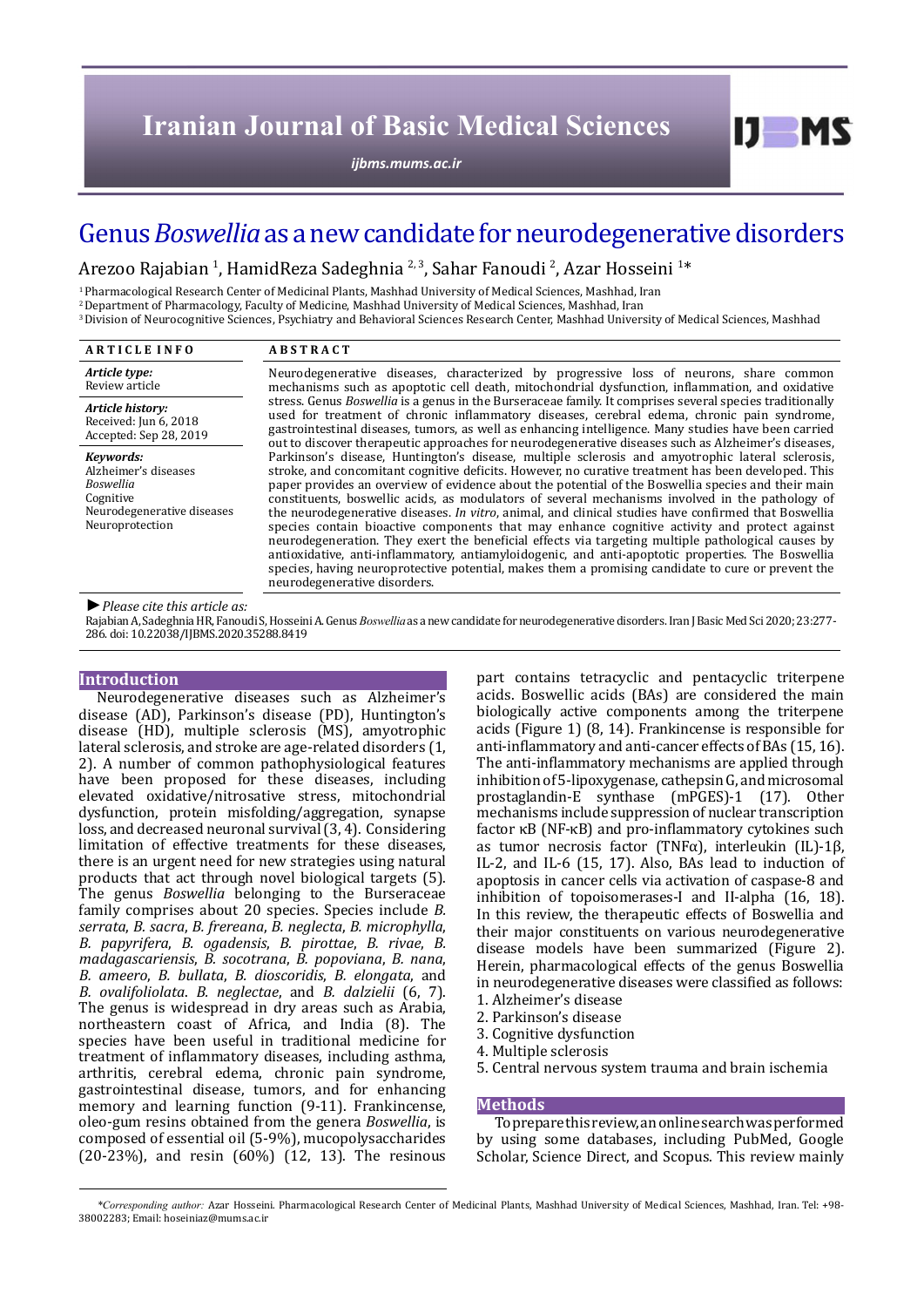# Genus *Boswellia* as a new candidate for neurodegenerative disorders

Arezoo Rajabian [1], HamidReza Sadeghnia [2, 3], Sahar Fanoudi [2], Azar Hosseini [1]*

[1] Pharmacological Research Center of Medicinal Plants, Mashhad University of Medical Sciences, Mashhad, Iran
[2] Department of Pharmacology, Faculty of Medicine, Mashhad University of Medical Sciences, Mashhad, Iran
[3] Division of Neurocognitive Sciences, Psychiatry and Behavioral Sciences Research Center, Mashhad University of Medical Sciences, Mashhad

**ARTICLE INFO**

***Article type:***
Review article

***Article history:***
Received: Jun 6, 2018
Accepted: Sep 28, 2019

***Keywords:***
Alzheimer's diseases
*Boswellia*
Cognitive
Neurodegenerative diseases
Neuroprotection

**ABSTRACT**

Neurodegenerative diseases, characterized by progressive loss of neurons, share common mechanisms such as apoptotic cell death, mitochondrial dysfunction, inflammation, and oxidative stress. Genus *Boswellia* is a genus in the Burseraceae family. It comprises several species traditionally used for treatment of chronic inflammatory diseases, cerebral edema, chronic pain syndrome, gastrointestinal diseases, tumors, as well as enhancing intelligence. Many studies have been carried out to discover therapeutic approaches for neurodegenerative diseases such as Alzheimer's diseases, Parkinson's disease, Huntington's disease, multiple sclerosis and amyotrophic lateral sclerosis, stroke, and concomitant cognitive deficits. However, no curative treatment has been developed. This paper provides an overview of evidence about the potential of the Boswellia species and their main constituents, boswellic acids, as modulators of several mechanisms involved in the pathology of the neurodegenerative diseases. *In vitro*, animal, and clinical studies have confirmed that Boswellia species contain bioactive components that may enhance cognitive activity and protect against neurodegeneration. They exert the beneficial effects via targeting multiple pathological causes by antioxidative, anti-inflammatory, antiamyloidogenic, and anti-apoptotic properties. The Boswellia species, having neuroprotective potential, makes them a promising candidate to cure or prevent the neurodegenerative disorders.

► *Please cite this article as:*

Rajabian A, Sadeghnia HR, Fanoudi S, Hosseini A. Genus *Boswellia* as a new candidate for neurodegenerative disorders. Iran J Basic Med Sci 2020; 23:277-286. doi: 10.22038/IJBMS.2020.35288.8419

## Introduction

Neurodegenerative diseases such as Alzheimer's disease (AD), Parkinson's disease (PD), Huntington's disease (HD), multiple sclerosis (MS), amyotrophic lateral sclerosis, and stroke are age-related disorders (1, 2). A number of common pathophysiological features have been proposed for these diseases, including elevated oxidative/nitrosative stress, mitochondrial dysfunction, protein misfolding/aggregation, synapse loss, and decreased neuronal survival (3, 4). Considering limitation of effective treatments for these diseases, there is an urgent need for new strategies using natural products that act through novel biological targets (5). The genus *Boswellia* belonging to the Burseraceae family comprises about 20 species. Species include *B. serrata*, *B. sacra*, *B. frereana*, *B. neglecta*, *B. microphylla*, *B. papyrifera*, *B. ogadensis*, *B. pirottae*, *B. rivae*, *B. madagascariensis*, *B. socotrana*, *B. popoviana*, *B. nana*, *B. ameero*, *B. bullata*, *B. dioscoridis*, *B. elongata*, and *B. ovalifoliolata*. *B. neglectae*, and *B. dalzielii* (6, 7). The genus is widespread in dry areas such as Arabia, northeastern coast of Africa, and India (8). The species have been useful in traditional medicine for treatment of inflammatory diseases, including asthma, arthritis, cerebral edema, chronic pain syndrome, gastrointestinal disease, tumors, and for enhancing memory and learning function (9-11). Frankincense, oleo-gum resins obtained from the genera *Boswellia*, is composed of essential oil (5-9%), mucopolysaccharides (20-23%), and resin (60%) (12, 13). The resinous part contains tetracyclic and pentacyclic triterpene acids. Boswellic acids (BAs) are considered the main biologically active components among the triterpene acids (Figure 1) (8, 14). Frankincense is responsible for anti-inflammatory and anti-cancer effects of BAs (15, 16). The anti-inflammatory mechanisms are applied through inhibition of 5-lipoxygenase, cathepsin G, and microsomal prostaglandin-E synthase (mPGES)-1 (17). Other mechanisms include suppression of nuclear transcription factor κB (NF-κB) and pro-inflammatory cytokines such as tumor necrosis factor (TNFα), interleukin (IL)-1β, IL-2, and IL-6 (15, 17). Also, BAs lead to induction of apoptosis in cancer cells via activation of caspase-8 and inhibition of topoisomerases-I and II-alpha (16, 18). In this review, the therapeutic effects of Boswellia and their major constituents on various neurodegenerative disease models have been summarized (Figure 2). Herein, pharmacological effects of the genus Boswellia in neurodegenerative diseases were classified as follows:

1. Alzheimer's disease
2. Parkinson's disease
3. Cognitive dysfunction
4. Multiple sclerosis
5. Central nervous system trauma and brain ischemia

## Methods

To prepare this review, an online search was performed by using some databases, including PubMed, Google Scholar, Science Direct, and Scopus. This review mainly

**Corresponding author:* Azar Hosseini. Pharmacological Research Center of Medicinal Plants, Mashhad University of Medical Sciences, Mashhad, Iran. Tel: +98-38002283; Email: hoseiniaz@mums.ac.ir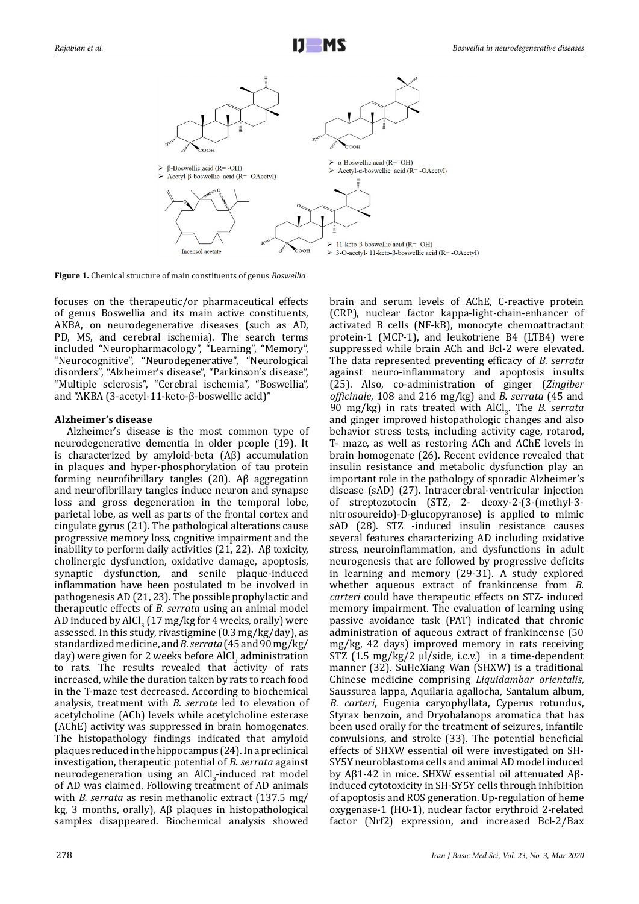**Figure 1.** Chemical structure of main constituents of genus *Boswellia*

focuses on the therapeutic/or pharmaceutical effects of genus Boswellia and its main active constituents, AKBA, on neurodegenerative diseases (such as AD, PD, MS, and cerebral ischemia). The search terms included "Neuropharmacology", "Learning", "Memory", "Neurocognitive", "Neurodegenerative", "Neurological disorders", "Alzheimer's disease", "Parkinson's disease", "Multiple sclerosis", "Cerebral ischemia", "Boswellia", and "AKBA (3-acetyl-11-keto-β-boswellic acid)"

## Alzheimer's disease

Alzheimer's disease is the most common type of neurodegenerative dementia in older people (19). It is characterized by amyloid-beta (Aβ) accumulation in plaques and hyper-phosphorylation of tau protein forming neurofibrillary tangles (20). Aβ aggregation and neurofibrillary tangles induce neuron and synapse loss and gross degeneration in the temporal lobe, parietal lobe, as well as parts of the frontal cortex and cingulate gyrus (21). The pathological alterations cause progressive memory loss, cognitive impairment and the inability to perform daily activities (21, 22). Aβ toxicity, cholinergic dysfunction, oxidative damage, apoptosis, synaptic dysfunction, and senile plaque-induced inflammation have been postulated to be involved in pathogenesis AD (21, 23). The possible prophylactic and therapeutic effects of *B. serrata* using an animal model AD induced by $AlCl_3$ (17 mg/kg for 4 weeks, orally) were assessed. In this study, rivastigmine (0.3 mg/kg/day), as standardized medicine, and *B. serrata* (45 and 90 mg/kg/day) were given for 2 weeks before $AlCl_3$ administration to rats. The results revealed that activity of rats increased, while the duration taken by rats to reach food in the T-maze test decreased. According to biochemical analysis, treatment with *B. serrate* led to elevation of acetylcholine (ACh) levels while acetylcholine esterase (AChE) activity was suppressed in brain homogenates. The histopathology findings indicated that amyloid plaques reduced in the hippocampus (24). In a preclinical investigation, therapeutic potential of *B. serrata* against neurodegeneration using an $AlCl_3$-induced rat model of AD was claimed. Following treatment of AD animals with *B. serrata* as resin methanolic extract (137.5 mg/kg, 3 months, orally), Aβ plaques in histopathological samples disappeared. Biochemical analysis showed brain and serum levels of AChE, C-reactive protein (CRP), nuclear factor kappa-light-chain-enhancer of activated B cells (NF-kB), monocyte chemoattractant protein-1 (MCP-1), and leukotriene B4 (LTB4) were suppressed while brain ACh and Bcl-2 were elevated. The data represented preventing efficacy of *B. serrata* against neuro-inflammatory and apoptosis insults (25). Also, co-administration of ginger (*Zingiber officinale*, 108 and 216 mg/kg) and *B. serrata* (45 and 90 mg/kg) in rats treated with $AlCl_3$. The *B. serrata* and ginger improved histopathologic changes and also behavior stress tests, including activity cage, rotarod, T- maze, as well as restoring ACh and AChE levels in brain homogenate (26). Recent evidence revealed that insulin resistance and metabolic dysfunction play an important role in the pathology of sporadic Alzheimer's disease (sAD) (27). Intracerebral-ventricular injection of streptozotocin (STZ, 2- deoxy-2-(3-(methyl-3-nitrosoureido)-D-glucopyranose) is applied to mimic sAD (28). STZ -induced insulin resistance causes several features characterizing AD including oxidative stress, neuroinflammation, and dysfunctions in adult neurogenesis that are followed by progressive deficits in learning and memory (29-31). A study explored whether aqueous extract of frankincense from *B. carteri* could have therapeutic effects on STZ- induced memory impairment. The evaluation of learning using passive avoidance task (PAT) indicated that chronic administration of aqueous extract of frankincense (50 mg/kg, 42 days) improved memory in rats receiving STZ (1.5 mg/kg/2 µl/side, i.c.v.) in a time-dependent manner (32). SuHeXiang Wan (SHXW) is a traditional Chinese medicine comprising *Liquidambar orientalis*, Saussurea lappa, Aquilaria agallocha, Santalum album, *B. carteri*, Eugenia caryophyllata, Cyperus rotundus, Styrax benzoin, and Dryobalanops aromatica that has been used orally for the treatment of seizures, infantile convulsions, and stroke (33). The potential beneficial effects of SHXW essential oil were investigated on SH-SY5Y neuroblastoma cells and animal AD model induced by Aβ1-42 in mice. SHXW essential oil attenuated Aβ-induced cytotoxicity in SH-SY5Y cells through inhibition of apoptosis and ROS generation. Up-regulation of heme oxygenase-1 (HO-1), nuclear factor erythroid 2-related factor (Nrf2) expression, and increased Bcl-2/Bax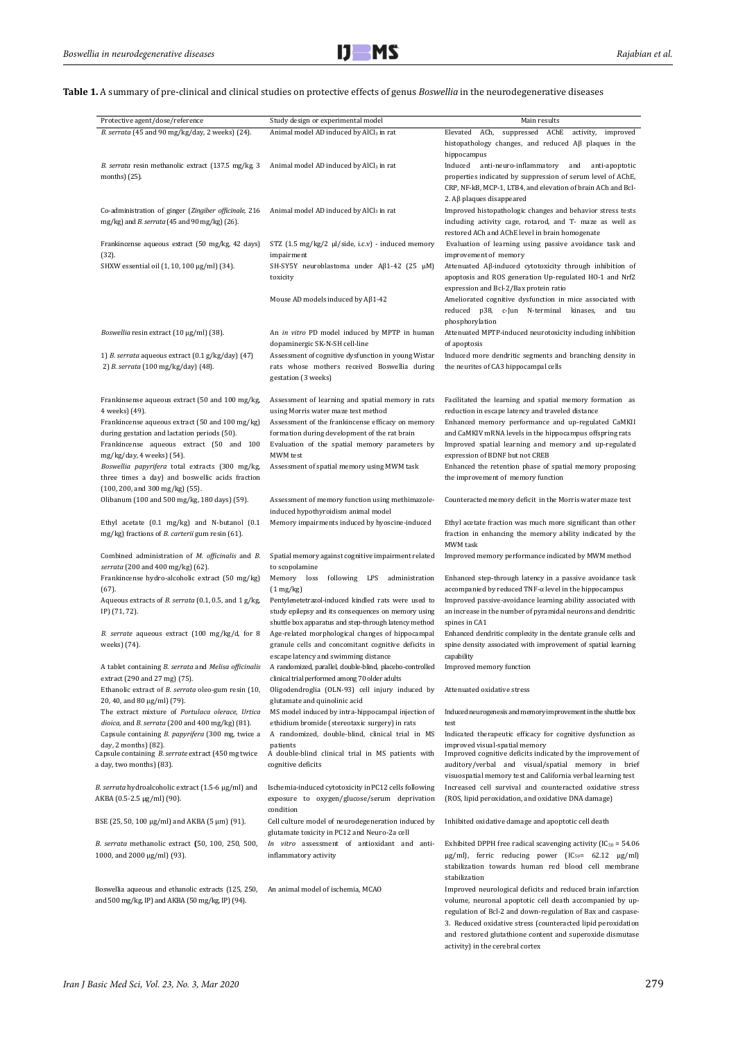**Table 1.** A summary of pre-clinical and clinical studies on protective effects of genus *Boswellia* in the neurodegenerative diseases

| Protective agent/dose/reference | Study design or experimental model | Main results |
|---|---|---|
| *B. serrata* (45 and 90 mg/kg/day, 2 weeks) (24). | Animal model AD induced by $AlCl_3$ in rat | Elevated ACh, suppressed AChE activity, improved histopathology changes, and reduced Aβ plaques in the hippocampus |
| *B. serrata* resin methanolic extract (137.5 mg/kg, 3 months) (25). | Animal model AD induced by $AlCl_3$ in rat | Induced anti-neuro-inflammatory and anti-apoptotic properties indicated by suppression of serum level of AChE, CRP, NF-kB, MCP-1, LTB4, and elevation of brain ACh and Bcl-2. Aβ plaques disappeared |
| Co-administration of ginger (*Zingiber officinale*, 216 mg/kg) and *B. serrata* (45 and 90 mg/kg) (26). | Animal model AD induced by $AlCl_3$ in rat | Improved histopathologic changes and behavior stress tests including activity cage, rotarod, and T- maze as well as restored ACh and AChE level in brain homogenate |
| Frankincense aqueous extract (50 mg/kg, 42 days) (32). | STZ (1.5 mg/kg/2 µl/side, i.c.v) - induced memory impairment | Evaluation of learning using passive avoidance task and improvement of memory |
| SHXW essential oil (1, 10, 100 µg/ml) (34). | SH-SY5Y neuroblastoma under Aβ1-42 (25 µM) toxicity | Attenuated Aβ-induced cytotoxicity through inhibition of apoptosis and ROS generation Up-regulated HO-1 and Nrf2 expression and Bcl-2/Bax protein ratio |
| | Mouse AD models induced by Aβ1-42 | Ameliorated cognitive dysfunction in mice associated with reduced p38, c-Jun N-terminal kinases, and tau phosphorylation |
| *Boswellia* resin extract (10 µg/ml) (38). | An *in vitro* PD model induced by MPTP in human dopaminergic SK-N-SH cell-line | Attenuated MPTP-induced neurotoxicity including inhibition of apoptosis |
| 1) *B. serrata* aqueous extract (0.1 g/kg/day) (47) 2) *B. serrata* (100 mg/kg/day) (48). | Assessment of cognitive dysfunction in young Wistar rats whose mothers received Boswellia during gestation (3 weeks) | Induced more dendritic segments and branching density in the neurites of CA3 hippocampal cells |
| Frankinsense aqueous extract (50 and 100 mg/kg, 4 weeks) (49). | Assessment of learning and spatial memory in rats using Morris water maze test method | Facilitated the learning and spatial memory formation as reduction in escape latency and traveled distance |
| Frankincense aqueous extract (50 and 100 mg/kg) during gestation and lactation periods (50). | Assessment of the frankincense efficacy on memory formation during development of the rat brain | Enhanced memory performance and up-regulated CaMKII and CaMKIV mRNA levels in the hippocampus offspring rats |
| Frankincense aqueous extract (50 and 100 mg/kg/day, 4 weeks) (54). | Evaluation of the spatial memory parameters by MWM test | Improved spatial learning and memory and up-regulated expression of BDNF but not CREB |
| *Boswellia papyrifera* total extracts (300 mg/kg, three times a day) and boswellic acids fraction (100, 200, and 300 mg/kg) (55). | Assessment of spatial memory using MWM task | Enhanced the retention phase of spatial memory proposing the improvement of memory function |
| Olibanum (100 and 500 mg/kg, 180 days) (59). | Assessment of memory function using methimazole-induced hypothyroidism animal model | Counteracted memory deficit in the Morris water maze test |
| Ethyl acetate (0.1 mg/kg) and N-butanol (0.1 mg/kg) fractions of *B. carterii* gum resin (61). | Memory impairments induced by hyoscine-induced | Ethyl acetate fraction was much more significant than other fraction in enhancing the memory ability indicated by the MWM task |
| Combined administration of *M. officinalis* and *B. serrata* (200 and 400 mg/kg) (62). | Spatial memory against cognitive impairment related to scopolamine | Improved memory performance indicated by MWM method |
| Frankincense hydro-alcoholic extract (50 mg/kg) (67). | Memory loss following LPS administration (1 mg/kg) | Enhanced step-through latency in a passive avoidance task accompanied by reduced TNF-α level in the hippocampus |
| Aqueous extracts of *B. serrata* (0.1, 0.5, and 1 g/kg, IP) (71, 72). | Pentylenetetrazol-induced kindled rats were used to study epilepsy and its consequences on memory using shuttle box apparatus and step-through latency method | Improved passive-avoidance learning ability associated with an increase in the number of pyramidal neurons and dendritic spines in CA1 |
| *B. serrate* aqueous extract (100 mg/kg/d, for 8 weeks) (74). | Age-related morphological changes of hippocampal granule cells and concomitant cognitive deficits in escape latency and swimming distance | Enhanced dendritic complexity in the dentate granule cells and spine density associated with improvement of spatial learning capability |
| A tablet containing *B. serrata* and *Melisa officinalis* extract (290 and 27 mg) (75). | A randomized, parallel, double-blind, placebo-controlled clinical trial performed among 70 older adults | Improved memory function |
| Ethanolic extract of *B. serrata* oleo-gum resin (10, 20, 40, and 80 µg/ml) (79). | Oligodendroglia (OLN-93) cell injury induced by glutamate and quinolinic acid | Attenuated oxidative stress |
| The extract mixture of *Portulaca olerace, Urtica dioica*, and *B. serrata* (200 and 400 mg/kg) (81). | MS model induced by intra-hippocampal injection of ethidium bromide (stereotaxic surgery) in rats | Induced neurogenesis and memory improvement in the shuttle box test |
| Capsule containing *B. papyrifera* (300 mg, twice a day, 2 months) (82). | A randomized, double-blind, clinical trial in MS patients | Indicated therapeutic efficacy for cognitive dysfunction as improved visual-spatial memory |
| Capsule containing *B. serrate* extract (450 mg twice a day, two months) (83). | A double-blind clinical trial in MS patients with cognitive deficits | Improved cognitive deficits indicated by the improvement of auditory/verbal and visual/spatial memory in brief visuospatial memory test and California verbal learning test |
| *B. serrata* hydroalcoholic extract (1.5-6 µg/ml) and AKBA (0.5-2.5 µg/ml) (90). | Ischemia-induced cytotoxicity in PC12 cells following exposure to oxygen/glucose/serum deprivation condition | Increased cell survival and counteracted oxidative stress (ROS, lipid peroxidation, and oxidative DNA damage) |
| BSE (25, 50, 100 µg/ml) and AKBA (5 µm) (91). | Cell culture model of neurodegeneration induced by glutamate toxicity in PC12 and Neuro-2a cell | Inhibited oxidative damage and apoptotic cell death |
| *B. serrata* methanolic extract (50, 100, 250, 500, 1000, and 2000 µg/ml) (93). | *In vitro* assessment of antioxidant and anti-inflammatory activity | Exhibited DPPH free radical scavenging activity ($IC_{50}$ = 54.06 µg/ml), ferric reducing power ($IC_{50}$= 62.12 µg/ml) stabilization towards human red blood cell membrane stabilization |
| Boswellia aqueous and ethanolic extracts (125, 250, and 500 mg/kg, IP) and AKBA (50 mg/kg, IP) (94). | An animal model of ischemia, MCAO | Improved neurological deficits and reduced brain infarction volume, neuronal apoptotic cell death accompanied by up-regulation of Bcl-2 and down-regulation of Bax and caspase-3. Reduced oxidative stress (counteracted lipid peroxidation and restored glutathione content and superoxide dismutase activity) in the cerebral cortex |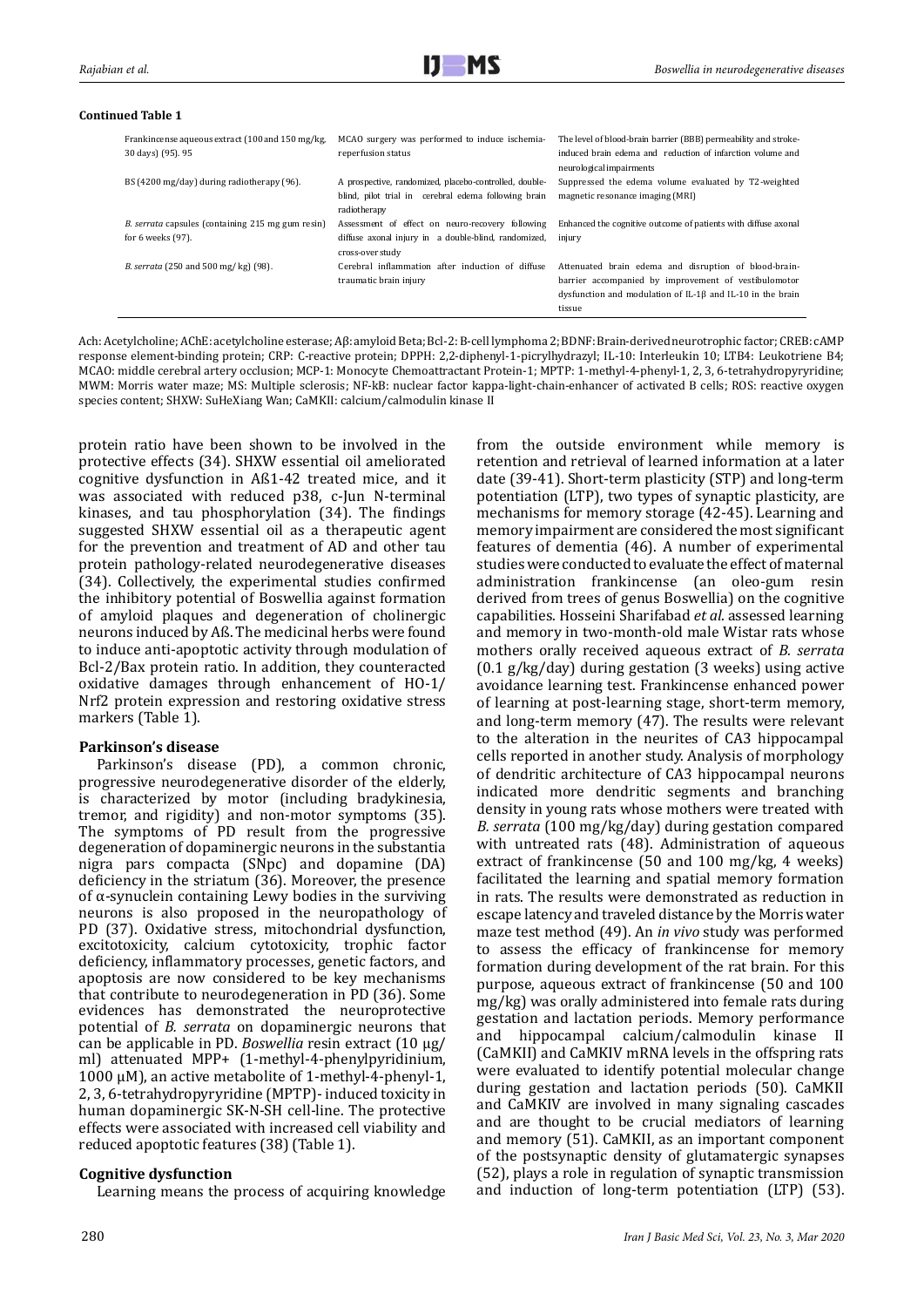**Continued Table 1**

| | | |
|---|---|---|
| Frankincense aqueous extract (100 and 150 mg/kg, 30 days) (95). 95 | MCAO surgery was performed to induce ischemia-reperfusion status | The level of blood-brain barrier (BBB) permeability and stroke-induced brain edema and reduction of infarction volume and neurological impairments |
| BS (4200 mg/day) during radiotherapy (96). | A prospective, randomized, placebo-controlled, double-blind, pilot trial in cerebral edema following brain radiotherapy | Suppressed the edema volume evaluated by T2-weighted magnetic resonance imaging (MRI) |
| *B. serrata* capsules (containing 215 mg gum resin) for 6 weeks (97). | Assessment of effect on neuro-recovery following diffuse axonal injury in a double-blind, randomized, cross-over study | Enhanced the cognitive outcome of patients with diffuse axonal injury |
| *B. serrata* (250 and 500 mg/ kg) (98). | Cerebral inflammation after induction of diffuse traumatic brain injury | Attenuated brain edema and disruption of blood-brain-barrier accompanied by improvement of vestibulomotor dysfunction and modulation of IL-1β and IL-10 in the brain tissue |

Ach: Acetylcholine; AChE: acetylcholine esterase; Aβ: amyloid Beta; Bcl-2: B-cell lymphoma 2; BDNF: Brain-derived neurotrophic factor; CREB: cAMP response element-binding protein; CRP: C-reactive protein; DPPH: 2,2-diphenyl-1-picrylhydrazyl; IL-10: Interleukin 10; LTB4: Leukotriene B4; MCAO: middle cerebral artery occlusion; MCP-1: Monocyte Chemoattractant Protein-1; MPTP: 1-methyl-4-phenyl-1, 2, 3, 6-tetrahydropyryridine; MWM: Morris water maze; MS: Multiple sclerosis; NF-kB: nuclear factor kappa-light-chain-enhancer of activated B cells; ROS: reactive oxygen species content; SHXW: SuHeXiang Wan; CaMKII: calcium/calmodulin kinase II

protein ratio have been shown to be involved in the protective effects (34). SHXW essential oil ameliorated cognitive dysfunction in Aß1-42 treated mice, and it was associated with reduced p38, c-Jun N-terminal kinases, and tau phosphorylation (34). The findings suggested SHXW essential oil as a therapeutic agent for the prevention and treatment of AD and other tau protein pathology-related neurodegenerative diseases (34). Collectively, the experimental studies confirmed the inhibitory potential of Boswellia against formation of amyloid plaques and degeneration of cholinergic neurons induced by Aß. The medicinal herbs were found to induce anti-apoptotic activity through modulation of Bcl-2/Bax protein ratio. In addition, they counteracted oxidative damages through enhancement of HO-1/ Nrf2 protein expression and restoring oxidative stress markers (Table 1).

**Parkinson's disease**

Parkinson's disease (PD), a common chronic, progressive neurodegenerative disorder of the elderly, is characterized by motor (including bradykinesia, tremor, and rigidity) and non-motor symptoms (35). The symptoms of PD result from the progressive degeneration of dopaminergic neurons in the substantia nigra pars compacta (SNpc) and dopamine (DA) deficiency in the striatum (36). Moreover, the presence of α-synuclein containing Lewy bodies in the surviving neurons is also proposed in the neuropathology of PD (37). Oxidative stress, mitochondrial dysfunction, excitotoxicity, calcium cytotoxicity, trophic factor deficiency, inflammatory processes, genetic factors, and apoptosis are now considered to be key mechanisms that contribute to neurodegeneration in PD (36). Some evidences has demonstrated the neuroprotective potential of *B. serrata* on dopaminergic neurons that can be applicable in PD. *Boswellia* resin extract (10 μg/ ml) attenuated MPP+ (1-methyl-4-phenylpyridinium, 1000 μM), an active metabolite of 1-methyl-4-phenyl-1, 2, 3, 6-tetrahydropyryridine (MPTP)- induced toxicity in human dopaminergic SK-N-SH cell-line. The protective effects were associated with increased cell viability and reduced apoptotic features (38) (Table 1).

**Cognitive dysfunction**

Learning means the process of acquiring knowledge from the outside environment while memory is retention and retrieval of learned information at a later date (39-41). Short-term plasticity (STP) and long-term potentiation (LTP), two types of synaptic plasticity, are mechanisms for memory storage (42-45). Learning and memory impairment are considered the most significant features of dementia (46). A number of experimental studies were conducted to evaluate the effect of maternal administration frankincense (an oleo-gum resin derived from trees of genus Boswellia) on the cognitive capabilities. Hosseini Sharifabad *et al*. assessed learning and memory in two-month-old male Wistar rats whose mothers orally received aqueous extract of *B. serrata* (0.1 g/kg/day) during gestation (3 weeks) using active avoidance learning test. Frankincense enhanced power of learning at post-learning stage, short-term memory, and long-term memory (47). The results were relevant to the alteration in the neurites of CA3 hippocampal cells reported in another study. Analysis of morphology of dendritic architecture of CA3 hippocampal neurons indicated more dendritic segments and branching density in young rats whose mothers were treated with *B. serrata* (100 mg/kg/day) during gestation compared with untreated rats (48). Administration of aqueous extract of frankincense (50 and 100 mg/kg, 4 weeks) facilitated the learning and spatial memory formation in rats. The results were demonstrated as reduction in escape latency and traveled distance by the Morris water maze test method (49). An *in vivo* study was performed to assess the efficacy of frankincense for memory formation during development of the rat brain. For this purpose, aqueous extract of frankincense (50 and 100 mg/kg) was orally administered into female rats during gestation and lactation periods. Memory performance and hippocampal calcium/calmodulin kinase II (CaMKII) and CaMKIV mRNA levels in the offspring rats were evaluated to identify potential molecular change during gestation and lactation periods (50). CaMKII and CaMKIV are involved in many signaling cascades and are thought to be crucial mediators of learning and memory (51). CaMKII, as an important component of the postsynaptic density of glutamatergic synapses (52), plays a role in regulation of synaptic transmission and induction of long-term potentiation (LTP) (53).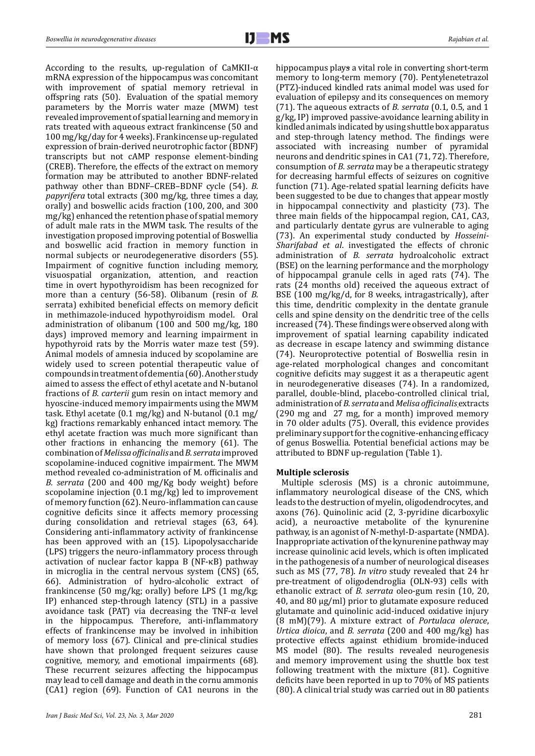According to the results, up-regulation of CaMKII-α mRNA expression of the hippocampus was concomitant with improvement of spatial memory retrieval in offspring rats (50). Evaluation of the spatial memory parameters by the Morris water maze (MWM) test revealed improvement of spatial learning and memory in rats treated with aqueous extract frankincense (50 and 100 mg/kg/day for 4 weeks). Frankincense up-regulated expression of brain-derived neurotrophic factor (BDNF) transcripts but not cAMP response element-binding (CREB). Therefore, the effects of the extract on memory formation may be attributed to another BDNF-related pathway other than BDNF–CREB–BDNF cycle (54). *B. papyrifera* total extracts (300 mg/kg, three times a day, orally) and boswellic acids fraction (100, 200, and 300 mg/kg) enhanced the retention phase of spatial memory of adult male rats in the MWM task. The results of the investigation proposed improving potential of Boswellia and boswellic acid fraction in memory function in normal subjects or neurodegenerative disorders (55). Impairment of cognitive function including memory, visuospatial organization, attention, and reaction time in overt hypothyroidism has been recognized for more than a century (56-58). Olibanum (resin of *B.* serrata) exhibited beneficial effects on memory deficit in methimazole-induced hypothyroidism model. Oral administration of olibanum (100 and 500 mg/kg, 180 days) improved memory and learning impairment in hypothyroid rats by the Morris water maze test (59). Animal models of amnesia induced by scopolamine are widely used to screen potential therapeutic value of compounds in treatment of dementia (60). Another study aimed to assess the effect of ethyl acetate and N-butanol fractions of *B. carterii* gum resin on intact memory and hyoscine-induced memory impairments using the MWM task. Ethyl acetate (0.1 mg/kg) and N-butanol (0.1 mg/kg) fractions remarkably enhanced intact memory. The ethyl acetate fraction was much more significant than other fractions in enhancing the memory (61). The combination of *Melissa officinalis* and *B. serrata* improved scopolamine-induced cognitive impairment. The MWM method revealed co-administration of M. officinalis and *B. serrata* (200 and 400 mg/Kg body weight) before scopolamine injection (0.1 mg/kg) led to improvement of memory function (62). Neuro-inflammation can cause cognitive deficits since it affects memory processing during consolidation and retrieval stages (63, 64). Considering anti-inflammatory activity of frankincense has been approved with an (15). Lipopolysaccharide (LPS) triggers the neuro-inflammatory process through activation of nuclear factor kappa B (NF-κB) pathway in microglia in the central nervous system (CNS) (65, 66). Administration of hydro-alcoholic extract of frankincense (50 mg/kg; orally) before LPS (1 mg/kg; IP) enhanced step-through latency (STL) in a passive avoidance task (PAT) via decreasing the TNF-α level in the hippocampus. Therefore, anti-inflammatory effects of frankincense may be involved in inhibition of memory loss (67). Clinical and pre-clinical studies have shown that prolonged frequent seizures cause cognitive, memory, and emotional impairments (68). These recurrent seizures affecting the hippocampus may lead to cell damage and death in the cornu ammonis (CA1) region (69). Function of CA1 neurons in the hippocampus plays a vital role in converting short-term memory to long-term memory (70). Pentylenetetrazol (PTZ)-induced kindled rats animal model was used for evaluation of epilepsy and its consequences on memory (71). The aqueous extracts of *B. serrata* (0.1, 0.5, and 1 g/kg, IP) improved passive-avoidance learning ability in kindled animals indicated by using shuttle box apparatus and step-through latency method. The findings were associated with increasing number of pyramidal neurons and dendritic spines in CA1 (71, 72). Therefore, consumption of *B. serrata* may be a therapeutic strategy for decreasing harmful effects of seizures on cognitive function (71). Age-related spatial learning deficits have been suggested to be due to changes that appear mostly in hippocampal connectivity and plasticity (73). The three main fields of the hippocampal region, CA1, CA3, and particularly dentate gyrus are vulnerable to aging (73). An experimental study conducted by *Hosseini-Sharifabad et al.* investigated the effects of chronic administration of *B. serrata* hydroalcoholic extract (BSE) on the learning performance and the morphology of hippocampal granule cells in aged rats (74). The rats (24 months old) received the aqueous extract of BSE (100 mg/kg/d, for 8 weeks, intragastrically), after this time, dendritic complexity in the dentate granule cells and spine density on the dendritic tree of the cells increased (74). These findings were observed along with improvement of spatial learning capability indicated as decrease in escape latency and swimming distance (74). Neuroprotective potential of Boswellia resin in age-related morphological changes and concomitant cognitive deficits may suggest it as a therapeutic agent in neurodegenerative diseases (74). In a randomized, parallel, double-blind, placebo-controlled clinical trial, administration of *B. serrata* and *Melisa officinalis* extracts (290 mg and 27 mg, for a month) improved memory in 70 older adults (75). Overall, this evidence provides preliminary support for the cognitive-enhancing efficacy of genus Boswellia. Potential beneficial actions may be attributed to BDNF up-regulation (Table 1).

**Multiple sclerosis**

Multiple sclerosis (MS) is a chronic autoimmune, inflammatory neurological disease of the CNS, which leads to the destruction of myelin, oligodendrocytes, and axons (76). Quinolinic acid (2, 3-pyridine dicarboxylic acid), a neuroactive metabolite of the kynurenine pathway, is an agonist of N-methyl-D-aspartate (NMDA). Inappropriate activation of the kynurenine pathway may increase quinolinic acid levels, which is often implicated in the pathogenesis of a number of neurological diseases such as MS (77, 78). *In vitro* study revealed that 24 hr pre-treatment of oligodendroglia (OLN-93) cells with ethanolic extract of *B. serrata* oleo-gum resin (10, 20, 40, and 80 μg/ml) prior to glutamate exposure reduced glutamate and quinolinic acid-induced oxidative injury (8 mM)(79). A mixture extract of *Portulaca olerace*, *Urtica dioica*, and *B. serrata* (200 and 400 mg/kg) has protective effects against ethidium bromide-induced MS model (80). The results revealed neurogenesis and memory improvement using the shuttle box test following treatment with the mixture (81). Cognitive deficits have been reported in up to 70% of MS patients (80). A clinical trial study was carried out in 80 patients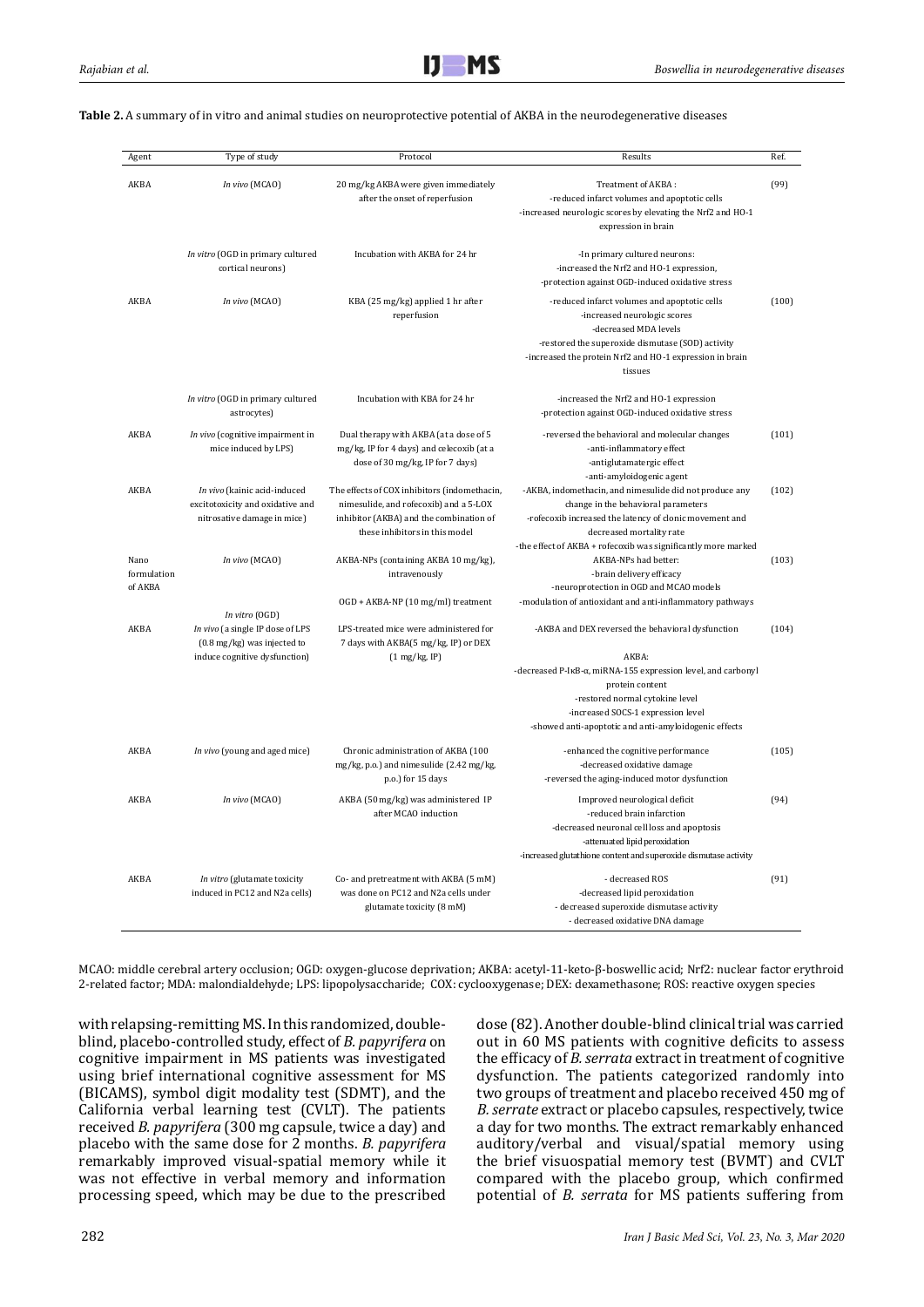**Table 2.** A summary of in vitro and animal studies on neuroprotective potential of AKBA in the neurodegenerative diseases

| Agent | Type of study | Protocol | Results | Ref. |
|---|---|---|---|---|
| AKBA | *In vivo* (MCAO) | 20 mg/kg AKBA were given immediately after the onset of reperfusion | Treatment of AKBA :<br>-reduced infarct volumes and apoptotic cells<br>-increased neurologic scores by elevating the Nrf2 and HO-1 expression in brain | (99) |
| | *In vitro* (OGD in primary cultured cortical neurons) | Incubation with AKBA for 24 hr | -In primary cultured neurons:<br>-increased the Nrf2 and HO-1 expression,<br>-protection against OGD-induced oxidative stress | |
| AKBA | *In vivo* (MCAO) | KBA (25 mg/kg) applied 1 hr after reperfusion | -reduced infarct volumes and apoptotic cells<br>-increased neurologic scores<br>-decreased MDA levels<br>-restored the superoxide dismutase (SOD) activity<br>-increased the protein Nrf2 and HO-1 expression in brain tissues | (100) |
| | *In vitro* (OGD in primary cultured astrocytes) | Incubation with KBA for 24 hr | -increased the Nrf2 and HO-1 expression<br>-protection against OGD-induced oxidative stress | |
| AKBA | *In vivo* (cognitive impairment in mice induced by LPS) | Dual therapy with AKBA (at a dose of 5 mg/kg, IP for 4 days) and celecoxib (at a dose of 30 mg/kg, IP for 7 days) | -reversed the behavioral and molecular changes<br>-anti-inflammatory effect<br>-antiglutamatergic effect<br>-anti-amyloidogenic agent | (101) |
| AKBA | *In vivo* (kainic acid-induced excitotoxicity and oxidative and nitrosative damage in mice) | The effects of COX inhibitors (indomethacin, nimesulide, and rofecoxib) and a 5-LOX inhibitor (AKBA) and the combination of these inhibitors in this model | -AKBA, indomethacin, and nimesulide did not produce any change in the behavioral parameters<br>-rofecoxib increased the latency of clonic movement and decreased mortality rate<br>-the effect of AKBA + rofecoxib was significantly more marked | (102) |
| Nano formulation of AKBA | *In vivo* (MCAO)<br><br>*In vitro* (OGD) | AKBA-NPs (containing AKBA 10 mg/kg), intravenously<br><br>OGD + AKBA-NP (10 mg/ml) treatment | AKBA-NPs had better:<br>-brain delivery efficacy<br>-neuroprotection in OGD and MCAO models<br>-modulation of antioxidant and anti-inflammatory pathways | (103) |
| AKBA | *In vivo* (a single IP dose of LPS (0.8 mg/kg) was injected to induce cognitive dysfunction) | LPS-treated mice were administered for 7 days with AKBA(5 mg/kg, IP) or DEX (1 mg/kg, IP) | -AKBA and DEX reversed the behavioral dysfunction<br><br>AKBA:<br>-decreased P-IκB-α, miRNA-155 expression level, and carbonyl protein content<br>-restored normal cytokine level<br>-increased SOCS-1 expression level<br>-showed anti-apoptotic and anti-amyloidogenic effects | (104) |
| AKBA | *In vivo* (young and aged mice) | Chronic administration of AKBA (100 mg/kg, p.o.) and nimesulide (2.42 mg/kg, p.o.) for 15 days | -enhanced the cognitive performance<br>-decreased oxidative damage<br>-reversed the aging-induced motor dysfunction | (105) |
| AKBA | *In vivo* (MCAO) | AKBA (50 mg/kg) was administered IP after MCAO induction | Improved neurological deficit<br>-reduced brain infarction<br>-decreased neuronal cell loss and apoptosis<br>-attenuated lipid peroxidation<br>-increased glutathione content and superoxide dismutase activity | (94) |
| AKBA | *In vitro* (glutamate toxicity induced in PC12 and N2a cells) | Co- and pretreatment with AKBA (5 mM) was done on PC12 and N2a cells under glutamate toxicity (8 mM) | - decreased ROS<br>-decreased lipid peroxidation<br>- decreased superoxide dismutase activity<br>- decreased oxidative DNA damage | (91) |

MCAO: middle cerebral artery occlusion; OGD: oxygen-glucose deprivation; AKBA: acetyl-11-keto-β-boswellic acid; Nrf2: nuclear factor erythroid 2-related factor; MDA: malondialdehyde; LPS: lipopolysaccharide; COX: cyclooxygenase; DEX: dexamethasone; ROS: reactive oxygen species

with relapsing-remitting MS. In this randomized, double-blind, placebo-controlled study, effect of *B. papyrifera* on cognitive impairment in MS patients was investigated using brief international cognitive assessment for MS (BICAMS), symbol digit modality test (SDMT), and the California verbal learning test (CVLT). The patients received *B. papyrifera* (300 mg capsule, twice a day) and placebo with the same dose for 2 months. *B. papyrifera* remarkably improved visual-spatial memory while it was not effective in verbal memory and information processing speed, which may be due to the prescribed dose (82). Another double-blind clinical trial was carried out in 60 MS patients with cognitive deficits to assess the efficacy of *B. serrata* extract in treatment of cognitive dysfunction. The patients categorized randomly into two groups of treatment and placebo received 450 mg of *B. serrate* extract or placebo capsules, respectively, twice a day for two months. The extract remarkably enhanced auditory/verbal and visual/spatial memory using the brief visuospatial memory test (BVMT) and CVLT compared with the placebo group, which confirmed potential of *B. serrata* for MS patients suffering from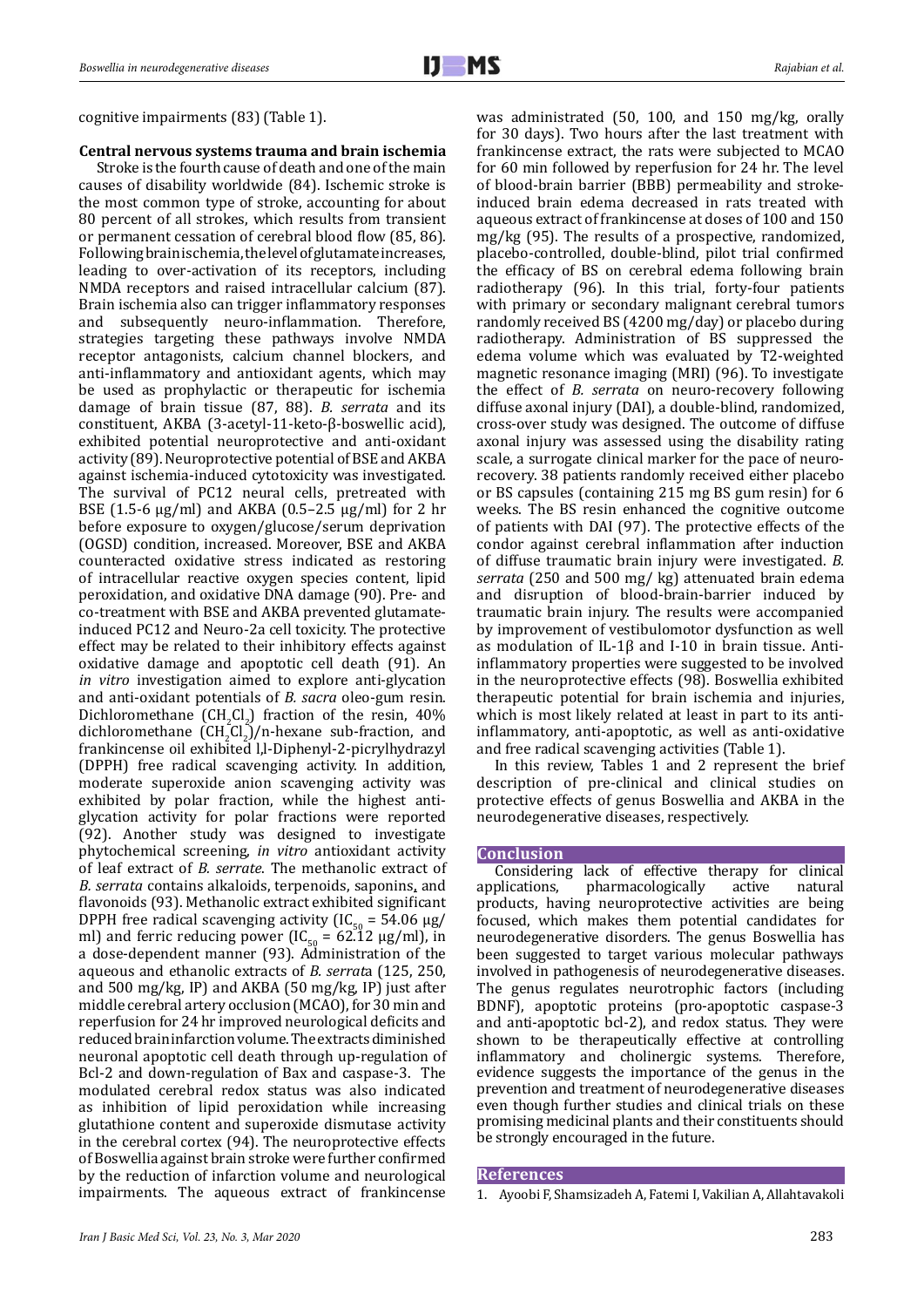cognitive impairments (83) (Table 1).

**Central nervous systems trauma and brain ischemia**

Stroke is the fourth cause of death and one of the main causes of disability worldwide (84). Ischemic stroke is the most common type of stroke, accounting for about 80 percent of all strokes, which results from transient or permanent cessation of cerebral blood flow (85, 86). Following brain ischemia, the level of glutamate increases, leading to over-activation of its receptors, including NMDA receptors and raised intracellular calcium (87). Brain ischemia also can trigger inflammatory responses and subsequently neuro-inflammation. Therefore, strategies targeting these pathways involve NMDA receptor antagonists, calcium channel blockers, and anti-inflammatory and antioxidant agents, which may be used as prophylactic or therapeutic for ischemia damage of brain tissue (87, 88). *B. serrata* and its constituent, AKBA (3-acetyl-11-keto-β-boswellic acid), exhibited potential neuroprotective and anti-oxidant activity (89). Neuroprotective potential of BSE and AKBA against ischemia-induced cytotoxicity was investigated. The survival of PC12 neural cells, pretreated with BSE (1.5-6 μg/ml) and AKBA (0.5–2.5 μg/ml) for 2 hr before exposure to oxygen/glucose/serum deprivation (OGSD) condition, increased. Moreover, BSE and AKBA counteracted oxidative stress indicated as restoring of intracellular reactive oxygen species content, lipid peroxidation, and oxidative DNA damage (90). Pre- and co-treatment with BSE and AKBA prevented glutamate-induced PC12 and Neuro-2a cell toxicity. The protective effect may be related to their inhibitory effects against oxidative damage and apoptotic cell death (91). An *in vitro* investigation aimed to explore anti-glycation and anti-oxidant potentials of *B. sacra* oleo-gum resin. Dichloromethane ($CH_2Cl_2$) fraction of the resin, 40% dichloromethane ($CH_2Cl_2$)/n-hexane sub-fraction, and frankincense oil exhibited l,l-Diphenyl-2-picrylhydrazyl (DPPH) free radical scavenging activity. In addition, moderate superoxide anion scavenging activity was exhibited by polar fraction, while the highest anti-glycation activity for polar fractions were reported (92). Another study was designed to investigate phytochemical screening, *in vitro* antioxidant activity of leaf extract of *B. serrate*. The methanolic extract of *B. serrata* contains alkaloids, terpenoids, saponins, and flavonoids (93). Methanolic extract exhibited significant DPPH free radical scavenging activity ($IC_{50}$ = 54.06 μg/ml) and ferric reducing power ($IC_{50}$ = 62.12 μg/ml), in a dose-dependent manner (93). Administration of the aqueous and ethanolic extracts of *B. serrata* (125, 250, and 500 mg/kg, IP) and AKBA (50 mg/kg, IP) just after middle cerebral artery occlusion (MCAO), for 30 min and reperfusion for 24 hr improved neurological deficits and reduced brain infarction volume. The extracts diminished neuronal apoptotic cell death through up-regulation of Bcl-2 and down-regulation of Bax and caspase-3. The modulated cerebral redox status was also indicated as inhibition of lipid peroxidation while increasing glutathione content and superoxide dismutase activity in the cerebral cortex (94). The neuroprotective effects of Boswellia against brain stroke were further confirmed by the reduction of infarction volume and neurological impairments. The aqueous extract of frankincense was administrated (50, 100, and 150 mg/kg, orally for 30 days). Two hours after the last treatment with frankincense extract, the rats were subjected to MCAO for 60 min followed by reperfusion for 24 hr. The level of blood-brain barrier (BBB) permeability and stroke-induced brain edema decreased in rats treated with aqueous extract of frankincense at doses of 100 and 150 mg/kg (95). The results of a prospective, randomized, placebo-controlled, double-blind, pilot trial confirmed the efficacy of BS on cerebral edema following brain radiotherapy (96). In this trial, forty-four patients with primary or secondary malignant cerebral tumors randomly received BS (4200 mg/day) or placebo during radiotherapy. Administration of BS suppressed the edema volume which was evaluated by T2-weighted magnetic resonance imaging (MRI) (96). To investigate the effect of *B. serrata* on neuro-recovery following diffuse axonal injury (DAI), a double-blind, randomized, cross-over study was designed. The outcome of diffuse axonal injury was assessed using the disability rating scale, a surrogate clinical marker for the pace of neuro-recovery. 38 patients randomly received either placebo or BS capsules (containing 215 mg BS gum resin) for 6 weeks. The BS resin enhanced the cognitive outcome of patients with DAI (97). The protective effects of the condor against cerebral inflammation after induction of diffuse traumatic brain injury were investigated. *B. serrata* (250 and 500 mg/ kg) attenuated brain edema and disruption of blood-brain-barrier induced by traumatic brain injury. The results were accompanied by improvement of vestibulomotor dysfunction as well as modulation of IL-1β and I-10 in brain tissue. Anti-inflammatory properties were suggested to be involved in the neuroprotective effects (98). Boswellia exhibited therapeutic potential for brain ischemia and injuries, which is most likely related at least in part to its anti-inflammatory, anti-apoptotic, as well as anti-oxidative and free radical scavenging activities (Table 1).

In this review, Tables 1 and 2 represent the brief description of pre-clinical and clinical studies on protective effects of genus Boswellia and AKBA in the neurodegenerative diseases, respectively.

## Conclusion

Considering lack of effective therapy for clinical applications, pharmacologically active natural products, having neuroprotective activities are being focused, which makes them potential candidates for neurodegenerative disorders. The genus Boswellia has been suggested to target various molecular pathways involved in pathogenesis of neurodegenerative diseases. The genus regulates neurotrophic factors (including BDNF), apoptotic proteins (pro-apoptotic caspase-3 and anti-apoptotic bcl-2), and redox status. They were shown to be therapeutically effective at controlling inflammatory and cholinergic systems. Therefore, evidence suggests the importance of the genus in the prevention and treatment of neurodegenerative diseases even though further studies and clinical trials on these promising medicinal plants and their constituents should be strongly encouraged in the future.

## References

1. Ayoobi F, Shamsizadeh A, Fatemi I, Vakilian A, Allahtavakoli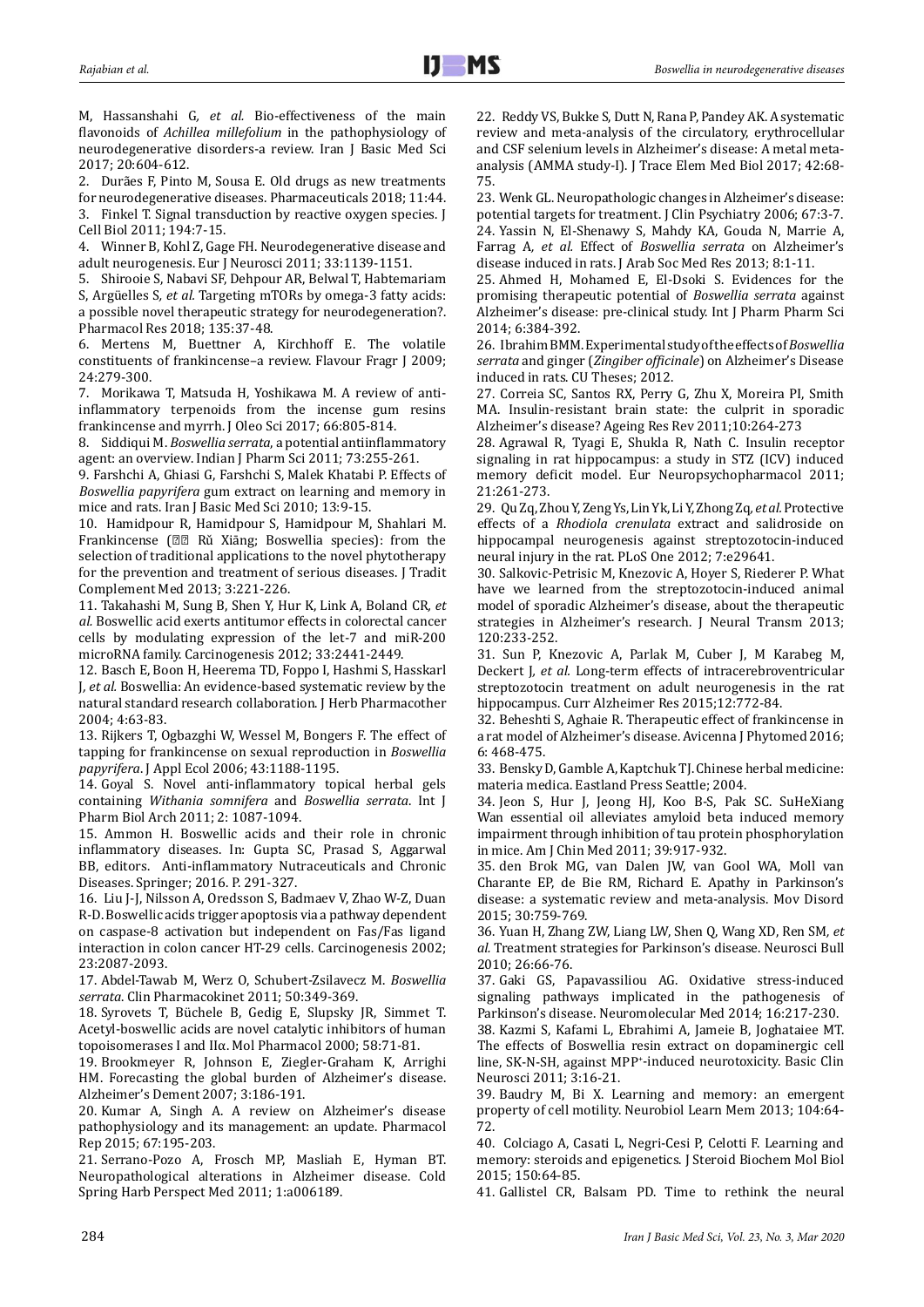M, Hassanshahi G, *et al.* Bio-effectiveness of the main flavonoids of *Achillea millefolium* in the pathophysiology of neurodegenerative disorders-a review. Iran J Basic Med Sci 2017; 20:604-612.

2. Durães F, Pinto M, Sousa E. Old drugs as new treatments for neurodegenerative diseases. Pharmaceuticals 2018; 11:44.

3. Finkel T. Signal transduction by reactive oxygen species. J Cell Biol 2011; 194:7-15.

4. Winner B, Kohl Z, Gage FH. Neurodegenerative disease and adult neurogenesis. Eur J Neurosci 2011; 33:1139-1151.

5. Shirooie S, Nabavi SF, Dehpour AR, Belwal T, Habtemariam S, Argüelles S, *et al.* Targeting mTORs by omega-3 fatty acids: a possible novel therapeutic strategy for neurodegeneration?. Pharmacol Res 2018; 135:37-48.

6. Mertens M, Buettner A, Kirchhoff E. The volatile constituents of frankincense–a review. Flavour Fragr J 2009; 24:279-300.

7. Morikawa T, Matsuda H, Yoshikawa M. A review of anti-inflammatory terpenoids from the incense gum resins frankincense and myrrh. J Oleo Sci 2017; 66:805-814.

8. Siddiqui M. *Boswellia serrata*, a potential antiinflammatory agent: an overview. Indian J Pharm Sci 2011; 73:255-261.

9. Farshchi A, Ghiasi G, Farshchi S, Malek Khatabi P. Effects of *Boswellia papyrifera* gum extract on learning and memory in mice and rats. Iran J Basic Med Sci 2010; 13:9-15.

10. Hamidpour R, Hamidpour S, Hamidpour M, Shahlari M. Frankincense (乳香 Rǔ Xiāng; Boswellia species): from the selection of traditional applications to the novel phytotherapy for the prevention and treatment of serious diseases. J Tradit Complement Med 2013; 3:221-226.

11. Takahashi M, Sung B, Shen Y, Hur K, Link A, Boland CR, *et al.* Boswellic acid exerts antitumor effects in colorectal cancer cells by modulating expression of the let-7 and miR-200 microRNA family. Carcinogenesis 2012; 33:2441-2449.

12. Basch E, Boon H, Heerema TD, Foppo I, Hashmi S, Hasskarl J, *et al.* Boswellia: An evidence-based systematic review by the natural standard research collaboration. J Herb Pharmacother 2004; 4:63-83.

13. Rijkers T, Ogbazghi W, Wessel M, Bongers F. The effect of tapping for frankincense on sexual reproduction in *Boswellia papyrifera*. J Appl Ecol 2006; 43:1188-1195.

14. Goyal S. Novel anti-inflammatory topical herbal gels containing *Withania somnifera* and *Boswellia serrata*. Int J Pharm Biol Arch 2011; 2: 1087-1094.

15. Ammon H. Boswellic acids and their role in chronic inflammatory diseases. In: Gupta SC, Prasad S, Aggarwal BB, editors. Anti-inflammatory Nutraceuticals and Chronic Diseases. Springer; 2016. P. 291-327.

16. Liu J-J, Nilsson A, Oredsson S, Badmaev V, Zhao W-Z, Duan R-D. Boswellic acids trigger apoptosis via a pathway dependent on caspase-8 activation but independent on Fas/Fas ligand interaction in colon cancer HT-29 cells. Carcinogenesis 2002; 23:2087-2093.

17. Abdel-Tawab M, Werz O, Schubert-Zsilavecz M. *Boswellia serrata*. Clin Pharmacokinet 2011; 50:349-369.

18. Syrovets T, Büchele B, Gedig E, Slupsky JR, Simmet T. Acetyl-boswellic acids are novel catalytic inhibitors of human topoisomerases I and IIα. Mol Pharmacol 2000; 58:71-81.

19. Brookmeyer R, Johnson E, Ziegler-Graham K, Arrighi HM. Forecasting the global burden of Alzheimer's disease. Alzheimer's Dement 2007; 3:186-191.

20. Kumar A, Singh A. A review on Alzheimer's disease pathophysiology and its management: an update. Pharmacol Rep 2015; 67:195-203.

21. Serrano-Pozo A, Frosch MP, Masliah E, Hyman BT. Neuropathological alterations in Alzheimer disease. Cold Spring Harb Perspect Med 2011; 1:a006189.

22. Reddy VS, Bukke S, Dutt N, Rana P, Pandey AK. A systematic review and meta-analysis of the circulatory, erythrocellular and CSF selenium levels in Alzheimer's disease: A metal meta-analysis (AMMA study-I). J Trace Elem Med Biol 2017; 42:68-75.

23. Wenk GL. Neuropathologic changes in Alzheimer's disease: potential targets for treatment. J Clin Psychiatry 2006; 67:3-7.

24. Yassin N, El-Shenawy S, Mahdy KA, Gouda N, Marrie A, Farrag A, *et al.* Effect of *Boswellia serrata* on Alzheimer's disease induced in rats. J Arab Soc Med Res 2013; 8:1-11.

25. Ahmed H, Mohamed E, El-Dsoki S. Evidences for the promising therapeutic potential of *Boswellia serrata* against Alzheimer's disease: pre-clinical study. Int J Pharm Pharm Sci 2014; 6:384-392.

26. Ibrahim BMM. Experimental study of the effects of *Boswellia serrata* and ginger (*Zingiber officinale*) on Alzheimer's Disease induced in rats. CU Theses; 2012.

27. Correia SC, Santos RX, Perry G, Zhu X, Moreira PI, Smith MA. Insulin-resistant brain state: the culprit in sporadic Alzheimer's disease? Ageing Res Rev 2011;10:264-273

28. Agrawal R, Tyagi E, Shukla R, Nath C. Insulin receptor signaling in rat hippocampus: a study in STZ (ICV) induced memory deficit model. Eur Neuropsychopharmacol 2011; 21:261-273.

29. Qu Zq, Zhou Y, Zeng Ys, Lin Yk, Li Y, Zhong Zq, *et al.* Protective effects of a *Rhodiola crenulata* extract and salidroside on hippocampal neurogenesis against streptozotocin-induced neural injury in the rat. PLoS One 2012; 7:e29641.

30. Salkovic-Petrisic M, Knezovic A, Hoyer S, Riederer P. What have we learned from the streptozotocin-induced animal model of sporadic Alzheimer's disease, about the therapeutic strategies in Alzheimer's research. J Neural Transm 2013; 120:233-252.

31. Sun P, Knezovic A, Parlak M, Cuber J, M Karabeg M, Deckert J, *et al.* Long-term effects of intracerebroventricular streptozotocin treatment on adult neurogenesis in the rat hippocampus. Curr Alzheimer Res 2015;12:772-84.

32. Beheshti S, Aghaie R. Therapeutic effect of frankincense in a rat model of Alzheimer's disease. Avicenna J Phytomed 2016; 6: 468-475.

33. Bensky D, Gamble A, Kaptchuk TJ. Chinese herbal medicine: materia medica. Eastland Press Seattle; 2004.

34. Jeon S, Hur J, Jeong HJ, Koo B-S, Pak SC. SuHeXiang Wan essential oil alleviates amyloid beta induced memory impairment through inhibition of tau protein phosphorylation in mice. Am J Chin Med 2011; 39:917-932.

35. den Brok MG, van Dalen JW, van Gool WA, Moll van Charante EP, de Bie RM, Richard E. Apathy in Parkinson's disease: a systematic review and meta-analysis. Mov Disord 2015; 30:759-769.

36. Yuan H, Zhang ZW, Liang LW, Shen Q, Wang XD, Ren SM, *et al.* Treatment strategies for Parkinson's disease. Neurosci Bull 2010; 26:66-76.

37. Gaki GS, Papavassiliou AG. Oxidative stress-induced signaling pathways implicated in the pathogenesis of Parkinson's disease. Neuromolecular Med 2014; 16:217-230.

38. Kazmi S, Kafami L, Ebrahimi A, Jameie B, Joghataiee MT. The effects of Boswellia resin extract on dopaminergic cell line, SK-N-SH, against $MPP^+$-induced neurotoxicity. Basic Clin Neurosci 2011; 3:16-21.

39. Baudry M, Bi X. Learning and memory: an emergent property of cell motility. Neurobiol Learn Mem 2013; 104:64-72.

40. Colciago A, Casati L, Negri-Cesi P, Celotti F. Learning and memory: steroids and epigenetics. J Steroid Biochem Mol Biol 2015; 150:64-85.

41. Gallistel CR, Balsam PD. Time to rethink the neural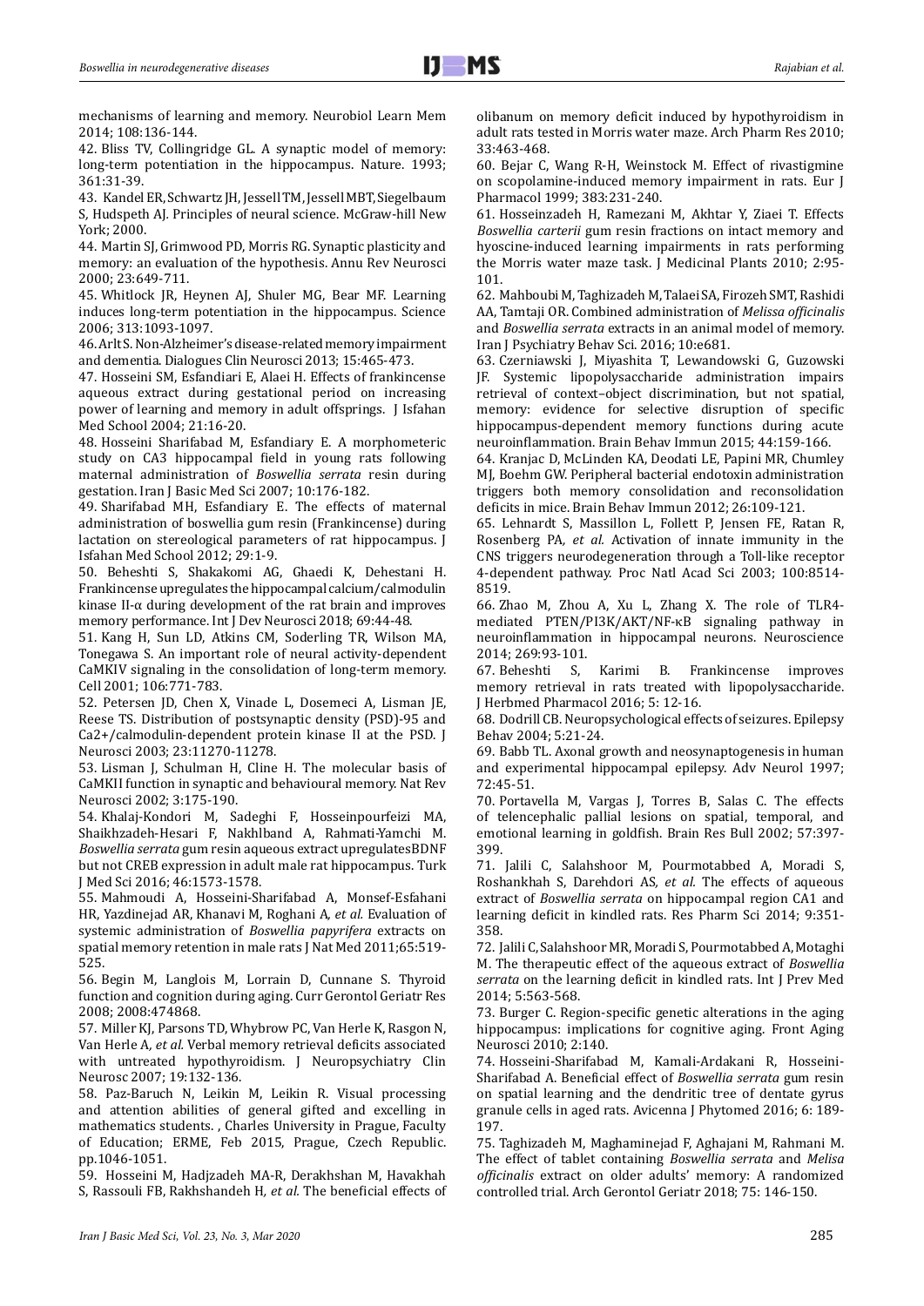mechanisms of learning and memory. Neurobiol Learn Mem 2014; 108:136-144.

42. Bliss TV, Collingridge GL. A synaptic model of memory: long-term potentiation in the hippocampus. Nature. 1993; 361:31-39.

43. Kandel ER, Schwartz JH, Jessell TM, Jessell MBT, Siegelbaum S, Hudspeth AJ. Principles of neural science. McGraw-hill New York; 2000.

44. Martin SJ, Grimwood PD, Morris RG. Synaptic plasticity and memory: an evaluation of the hypothesis. Annu Rev Neurosci 2000; 23:649-711.

45. Whitlock JR, Heynen AJ, Shuler MG, Bear MF. Learning induces long-term potentiation in the hippocampus. Science 2006; 313:1093-1097.

46. Arlt S. Non-Alzheimer's disease-related memory impairment and dementia. Dialogues Clin Neurosci 2013; 15:465-473.

47. Hosseini SM, Esfandiari E, Alaei H. Effects of frankincense aqueous extract during gestational period on increasing power of learning and memory in adult offsprings. J Isfahan Med School 2004; 21:16-20.

48. Hosseini Sharifabad M, Esfandiary E. A morphometeric study on CA3 hippocampal field in young rats following maternal administration of *Boswellia serrata* resin during gestation. Iran J Basic Med Sci 2007; 10:176-182.

49. Sharifabad MH, Esfandiary E. The effects of maternal administration of boswellia gum resin (Frankincense) during lactation on stereological parameters of rat hippocampus. J Isfahan Med School 2012; 29:1-9.

50. Beheshti S, Shakakomi AG, Ghaedi K, Dehestani H. Frankincense upregulates the hippocampal calcium/calmodulin kinase II-α during development of the rat brain and improves memory performance. Int J Dev Neurosci 2018; 69:44-48.

51. Kang H, Sun LD, Atkins CM, Soderling TR, Wilson MA, Tonegawa S. An important role of neural activity-dependent CaMKIV signaling in the consolidation of long-term memory. Cell 2001; 106:771-783.

52. Petersen JD, Chen X, Vinade L, Dosemeci A, Lisman JE, Reese TS. Distribution of postsynaptic density (PSD)-95 and Ca2+/calmodulin-dependent protein kinase II at the PSD. J Neurosci 2003; 23:11270-11278.

53. Lisman J, Schulman H, Cline H. The molecular basis of CaMKII function in synaptic and behavioural memory. Nat Rev Neurosci 2002; 3:175-190.

54. Khalaj-Kondori M, Sadeghi F, Hosseinpourfeizi MA, Shaikhzadeh-Hesari F, Nakhlband A, Rahmati-Yamchi M. *Boswellia serrata* gum resin aqueous extract upregulatesBDNF but not CREB expression in adult male rat hippocampus. Turk J Med Sci 2016; 46:1573-1578.

55. Mahmoudi A, Hosseini-Sharifabad A, Monsef-Esfahani HR, Yazdinejad AR, Khanavi M, Roghani A, *et al.* Evaluation of systemic administration of *Boswellia papyrifera* extracts on spatial memory retention in male rats J Nat Med 2011;65:519-525.

56. Begin M, Langlois M, Lorrain D, Cunnane S. Thyroid function and cognition during aging. Curr Gerontol Geriatr Res 2008; 2008:474868.

57. Miller KJ, Parsons TD, Whybrow PC, Van Herle K, Rasgon N, Van Herle A, *et al.* Verbal memory retrieval deficits associated with untreated hypothyroidism. J Neuropsychiatry Clin Neurosc 2007; 19:132-136.

58. Paz-Baruch N, Leikin M, Leikin R. Visual processing and attention abilities of general gifted and excelling in mathematics students. , Charles University in Prague, Faculty of Education; ERME, Feb 2015, Prague, Czech Republic. pp.1046-1051.

59. Hosseini M, Hadjzadeh MA-R, Derakhshan M, Havakhah S, Rassouli FB, Rakhshandeh H, *et al.* The beneficial effects of olibanum on memory deficit induced by hypothyroidism in adult rats tested in Morris water maze. Arch Pharm Res 2010; 33:463-468.

60. Bejar C, Wang R-H, Weinstock M. Effect of rivastigmine on scopolamine-induced memory impairment in rats. Eur J Pharmacol 1999; 383:231-240.

61. Hosseinzadeh H, Ramezani M, Akhtar Y, Ziaei T. Effects *Boswellia carterii* gum resin fractions on intact memory and hyoscine-induced learning impairments in rats performing the Morris water maze task. J Medicinal Plants 2010; 2:95-101.

62. Mahboubi M, Taghizadeh M, Talaei SA, Firozeh SMT, Rashidi AA, Tamtaji OR. Combined administration of *Melissa officinalis* and *Boswellia serrata* extracts in an animal model of memory. Iran J Psychiatry Behav Sci. 2016; 10:e681.

63. Czerniawski J, Miyashita T, Lewandowski G, Guzowski JF. Systemic lipopolysaccharide administration impairs retrieval of context–object discrimination, but not spatial, memory: evidence for selective disruption of specific hippocampus-dependent memory functions during acute neuroinflammation. Brain Behav Immun 2015; 44:159-166.

64. Kranjac D, McLinden KA, Deodati LE, Papini MR, Chumley MJ, Boehm GW. Peripheral bacterial endotoxin administration triggers both memory consolidation and reconsolidation deficits in mice. Brain Behav Immun 2012; 26:109-121.

65. Lehnardt S, Massillon L, Follett P, Jensen FE, Ratan R, Rosenberg PA, *et al.* Activation of innate immunity in the CNS triggers neurodegeneration through a Toll-like receptor 4-dependent pathway. Proc Natl Acad Sci 2003; 100:8514-8519.

66. Zhao M, Zhou A, Xu L, Zhang X. The role of TLR4-mediated PTEN/PI3K/AKT/NF-κB signaling pathway in neuroinflammation in hippocampal neurons. Neuroscience 2014; 269:93-101.

67. Beheshti S, Karimi B. Frankincense improves memory retrieval in rats treated with lipopolysaccharide. J Herbmed Pharmacol 2016; 5: 12-16.

68. Dodrill CB. Neuropsychological effects of seizures. Epilepsy Behav 2004; 5:21-24.

69. Babb TL. Axonal growth and neosynaptogenesis in human and experimental hippocampal epilepsy. Adv Neurol 1997; 72:45-51.

70. Portavella M, Vargas J, Torres B, Salas C. The effects of telencephalic pallial lesions on spatial, temporal, and emotional learning in goldfish. Brain Res Bull 2002; 57:397-399.

71. Jalili C, Salahshoor M, Pourmotabbed A, Moradi S, Roshankhah S, Darehdori AS, *et al.* The effects of aqueous extract of *Boswellia serrata* on hippocampal region CA1 and learning deficit in kindled rats. Res Pharm Sci 2014; 9:351-358.

72. Jalili C, Salahshoor MR, Moradi S, Pourmotabbed A, Motaghi M. The therapeutic effect of the aqueous extract of *Boswellia serrata* on the learning deficit in kindled rats. Int J Prev Med 2014; 5:563-568.

73. Burger C. Region-specific genetic alterations in the aging hippocampus: implications for cognitive aging. Front Aging Neurosci 2010; 2:140.

74. Hosseini-Sharifabad M, Kamali-Ardakani R, Hosseini-Sharifabad A. Beneficial effect of *Boswellia serrata* gum resin on spatial learning and the dendritic tree of dentate gyrus granule cells in aged rats. Avicenna J Phytomed 2016; 6: 189-197.

75. Taghizadeh M, Maghaminejad F, Aghajani M, Rahmani M. The effect of tablet containing *Boswellia serrata* and *Melisa officinalis* extract on older adults' memory: A randomized controlled trial. Arch Gerontol Geriatr 2018; 75: 146-150.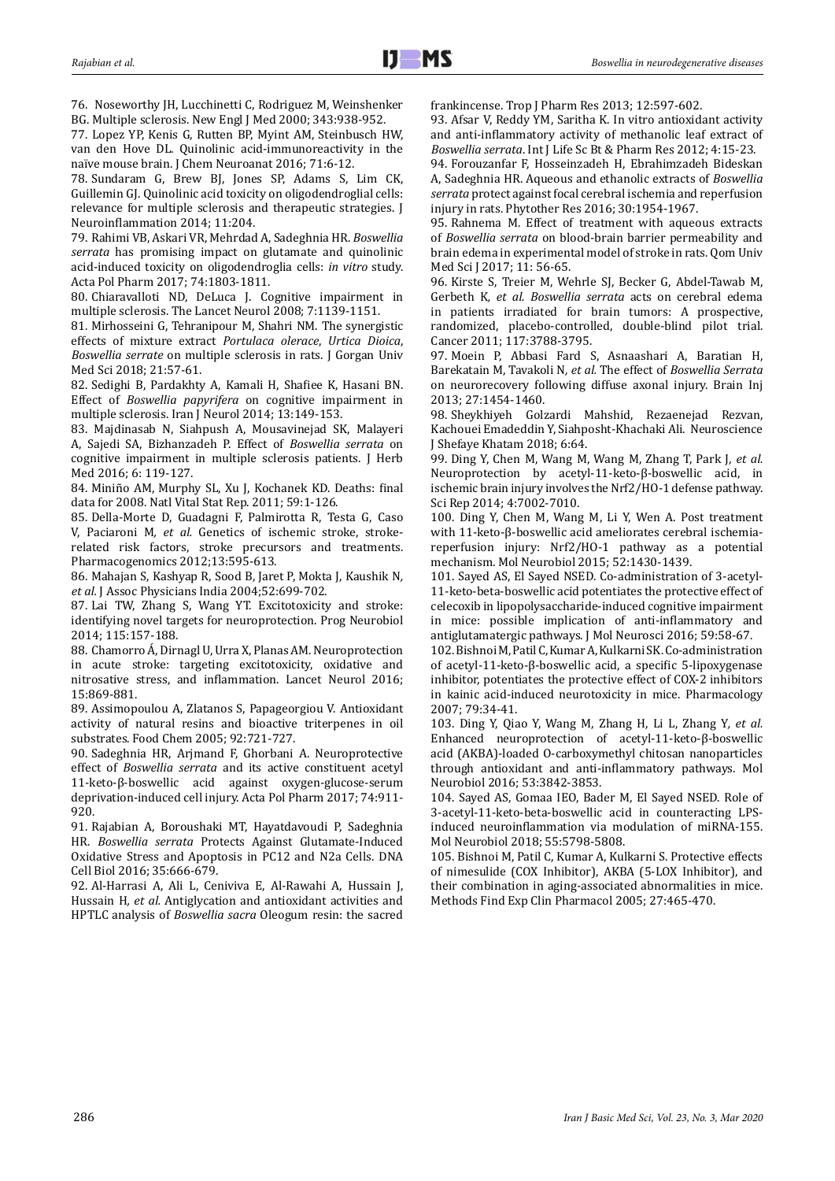76. Noseworthy JH, Lucchinetti C, Rodriguez M, Weinshenker BG. Multiple sclerosis. New Engl J Med 2000; 343:938-952.

77. Lopez YP, Kenis G, Rutten BP, Myint AM, Steinbusch HW, van den Hove DL. Quinolinic acid-immunoreactivity in the naïve mouse brain. J Chem Neuroanat 2016; 71:6-12.

78. Sundaram G, Brew BJ, Jones SP, Adams S, Lim CK, Guillemin GJ. Quinolinic acid toxicity on oligodendroglial cells: relevance for multiple sclerosis and therapeutic strategies. J Neuroinflammation 2014; 11:204.

79. Rahimi VB, Askari VR, Mehrdad A, Sadeghnia HR. *Boswellia serrata* has promising impact on glutamate and quinolinic acid-induced toxicity on oligodendroglia cells: *in vitro* study. Acta Pol Pharm 2017; 74:1803-1811.

80. Chiaravalloti ND, DeLuca J. Cognitive impairment in multiple sclerosis. The Lancet Neurol 2008; 7:1139-1151.

81. Mirhosseini G, Tehranipour M, Shahri NM. The synergistic effects of mixture extract *Portulaca olerace*, *Urtica Dioica*, *Boswellia serrate* on multiple sclerosis in rats. J Gorgan Univ Med Sci 2018; 21:57-61.

82. Sedighi B, Pardakhty A, Kamali H, Shafiee K, Hasani BN. Effect of *Boswellia papyrifera* on cognitive impairment in multiple sclerosis. Iran J Neurol 2014; 13:149-153.

83. Majdinasab N, Siahpush A, Mousavinejad SK, Malayeri A, Sajedi SA, Bizhanzadeh P. Effect of *Boswellia serrata* on cognitive impairment in multiple sclerosis patients. J Herb Med 2016; 6: 119-127.

84. Miniño AM, Murphy SL, Xu J, Kochanek KD. Deaths: final data for 2008. Natl Vital Stat Rep. 2011; 59:1-126.

85. Della-Morte D, Guadagni F, Palmirotta R, Testa G, Caso V, Paciaroni M, *et al.* Genetics of ischemic stroke, stroke-related risk factors, stroke precursors and treatments. Pharmacogenomics 2012;13:595-613.

86. Mahajan S, Kashyap R, Sood B, Jaret P, Mokta J, Kaushik N, *et al.* J Assoc Physicians India 2004;52:699-702.

87. Lai TW, Zhang S, Wang YT. Excitotoxicity and stroke: identifying novel targets for neuroprotection. Prog Neurobiol 2014; 115:157-188.

88. Chamorro Á, Dirnagl U, Urra X, Planas AM. Neuroprotection in acute stroke: targeting excitotoxicity, oxidative and nitrosative stress, and inflammation. Lancet Neurol 2016; 15:869-881.

89. Assimopoulou A, Zlatanos S, Papageorgiou V. Antioxidant activity of natural resins and bioactive triterpenes in oil substrates. Food Chem 2005; 92:721-727.

90. Sadeghnia HR, Arjmand F, Ghorbani A. Neuroprotective effect of *Boswellia serrata* and its active constituent acetyl 11-keto-β-boswellic acid against oxygen-glucose-serum deprivation-induced cell injury. Acta Pol Pharm 2017; 74:911-920.

91. Rajabian A, Boroushaki MT, Hayatdavoudi P, Sadeghnia HR. *Boswellia serrata* Protects Against Glutamate-Induced Oxidative Stress and Apoptosis in PC12 and N2a Cells. DNA Cell Biol 2016; 35:666-679.

92. Al-Harrasi A, Ali L, Ceniviva E, Al-Rawahi A, Hussain J, Hussain H, *et al.* Antiglycation and antioxidant activities and HPTLC analysis of *Boswellia sacra* Oleogum resin: the sacred frankincense. Trop J Pharm Res 2013; 12:597-602.

93. Afsar V, Reddy YM, Saritha K. In vitro antioxidant activity and anti-inflammatory activity of methanolic leaf extract of *Boswellia serrata*. Int J Life Sc Bt & Pharm Res 2012; 4:15-23.

94. Forouzanfar F, Hosseinzadeh H, Ebrahimzadeh Bideskan A, Sadeghnia HR. Aqueous and ethanolic extracts of *Boswellia serrata* protect against focal cerebral ischemia and reperfusion injury in rats. Phytother Res 2016; 30:1954-1967.

95. Rahnema M. Effect of treatment with aqueous extracts of *Boswellia serrata* on blood-brain barrier permeability and brain edema in experimental model of stroke in rats. Qom Univ Med Sci J 2017; 11: 56-65.

96. Kirste S, Treier M, Wehrle SJ, Becker G, Abdel-Tawab M, Gerbeth K, *et al. Boswellia serrata* acts on cerebral edema in patients irradiated for brain tumors: A prospective, randomized, placebo-controlled, double-blind pilot trial. Cancer 2011; 117:3788-3795.

97. Moein P, Abbasi Fard S, Asnaashari A, Baratian H, Barekatain M, Tavakoli N, *et al.* The effect of *Boswellia Serrata* on neurorecovery following diffuse axonal injury. Brain Inj 2013; 27:1454-1460.

98. Sheykhiyeh Golzardi Mahshid, Rezaenejad Rezvan, Kachouei Emadeddin Y, Siahposht-Khachaki Ali. Neuroscience J Shefaye Khatam 2018; 6:64.

99. Ding Y, Chen M, Wang M, Wang M, Zhang T, Park J, *et al.* Neuroprotection by acetyl-11-keto-β-boswellic acid, in ischemic brain injury involves the Nrf2/HO-1 defense pathway. Sci Rep 2014; 4:7002-7010.

100. Ding Y, Chen M, Wang M, Li Y, Wen A. Post treatment with 11-keto-β-boswellic acid ameliorates cerebral ischemia-reperfusion injury: Nrf2/HO-1 pathway as a potential mechanism. Mol Neurobiol 2015; 52:1430-1439.

101. Sayed AS, El Sayed NSED. Co-administration of 3-acetyl-11-keto-beta-boswellic acid potentiates the protective effect of celecoxib in lipopolysaccharide-induced cognitive impairment in mice: possible implication of anti-inflammatory and antiglutamatergic pathways. J Mol Neurosci 2016; 59:58-67.

102. Bishnoi M, Patil C, Kumar A, Kulkarni SK. Co-administration of acetyl-11-keto-β-boswellic acid, a specific 5-lipoxygenase inhibitor, potentiates the protective effect of COX-2 inhibitors in kainic acid-induced neurotoxicity in mice. Pharmacology 2007; 79:34-41.

103. Ding Y, Qiao Y, Wang M, Zhang H, Li L, Zhang Y, *et al.* Enhanced neuroprotection of acetyl-11-keto-β-boswellic acid (AKBA)-loaded O-carboxymethyl chitosan nanoparticles through antioxidant and anti-inflammatory pathways. Mol Neurobiol 2016; 53:3842-3853.

104. Sayed AS, Gomaa IEO, Bader M, El Sayed NSED. Role of 3-acetyl-11-keto-beta-boswellic acid in counteracting LPS-induced neuroinflammation via modulation of miRNA-155. Mol Neurobiol 2018; 55:5798-5808.

105. Bishnoi M, Patil C, Kumar A, Kulkarni S. Protective effects of nimesulide (COX Inhibitor), AKBA (5-LOX Inhibitor), and their combination in aging-associated abnormalities in mice. Methods Find Exp Clin Pharmacol 2005; 27:465-470.